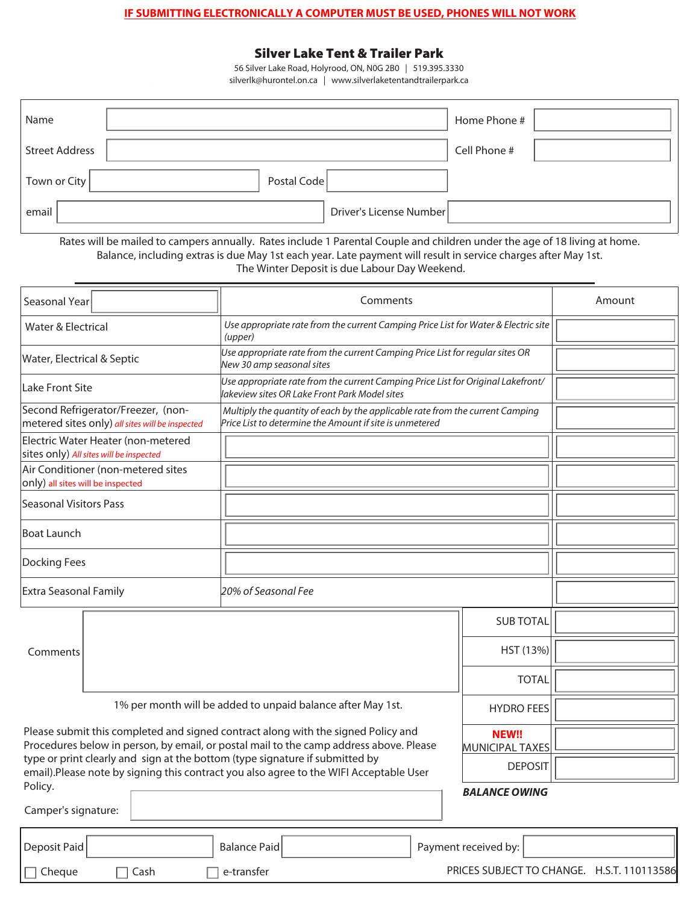**IF SUBMITTING ELECTRONICALLY A COMPUTER MUST BE USED, PHONES WILL NOT WORK**

# Silver Lake Tent & Trailer Park

56 Silver Lake Road, Holyrood, ON, N0G 2B0 | 519.395.3330
silverlk@hurontel.on.ca | www.silverlaketentandtrailerpark.ca

| | | | |
|---|---|---|---|
| Name | | Home Phone # | |
| Street Address | | Cell Phone # | |
| Town or City | | Postal Code | |
| email | | Driver's License Number | |

Rates will be mailed to campers annually. Rates include 1 Parental Couple and children under the age of 18 living at home. Balance, including extras is due May 1st each year. Late payment will result in service charges after May 1st.
The Winter Deposit is due Labour Day Weekend.

| Seasonal Year | Comments | Amount |
|---|---|---|
| Water & Electrical | *Use appropriate rate from the current Camping Price List for Water & Electric site (upper)* | |
| Water, Electrical & Septic | *Use appropriate rate from the current Camping Price List for regular sites OR New 30 amp seasonal sites* | |
| Lake Front Site | *Use appropriate rate from the current Camping Price List for Original Lakefront/ lakeview sites OR Lake Front Park Model sites* | |
| Second Refrigerator/Freezer, (non-metered sites only) *all sites will be inspected* | *Multiply the quantity of each by the applicable rate from the current Camping Price List to determine the Amount if site is unmetered* | |
| Electric Water Heater (non-metered sites only) *All sites will be inspected* | | |
| Air Conditioner (non-metered sites only) *all sites will be inspected* | | |
| Seasonal Visitors Pass | | |
| Boat Launch | | |
| Docking Fees | | |
| Extra Seasonal Family | *20% of Seasonal Fee* | |

Comments

| | |
|---|---|
| SUB TOTAL | |
| HST (13%) | |
| TOTAL | |
| HYDRO FEES | |
| **NEW!!** MUNICIPAL TAXES | |
| DEPOSIT | |
| ***BALANCE OWING*** | |

1% per month will be added to unpaid balance after May 1st.

Please submit this completed and signed contract along with the signed Policy and Procedures below in person, by email, or postal mail to the camp address above. Please type or print clearly and sign at the bottom (type signature if submitted by email).Please note by signing this contract you also agree to the WIFI Acceptable User Policy.

Camper's signature:

Deposit Paid | Balance Paid | Payment received by:

☐ Cheque ☐ Cash ☐ e-transfer

PRICES SUBJECT TO CHANGE. H.S.T. 110113586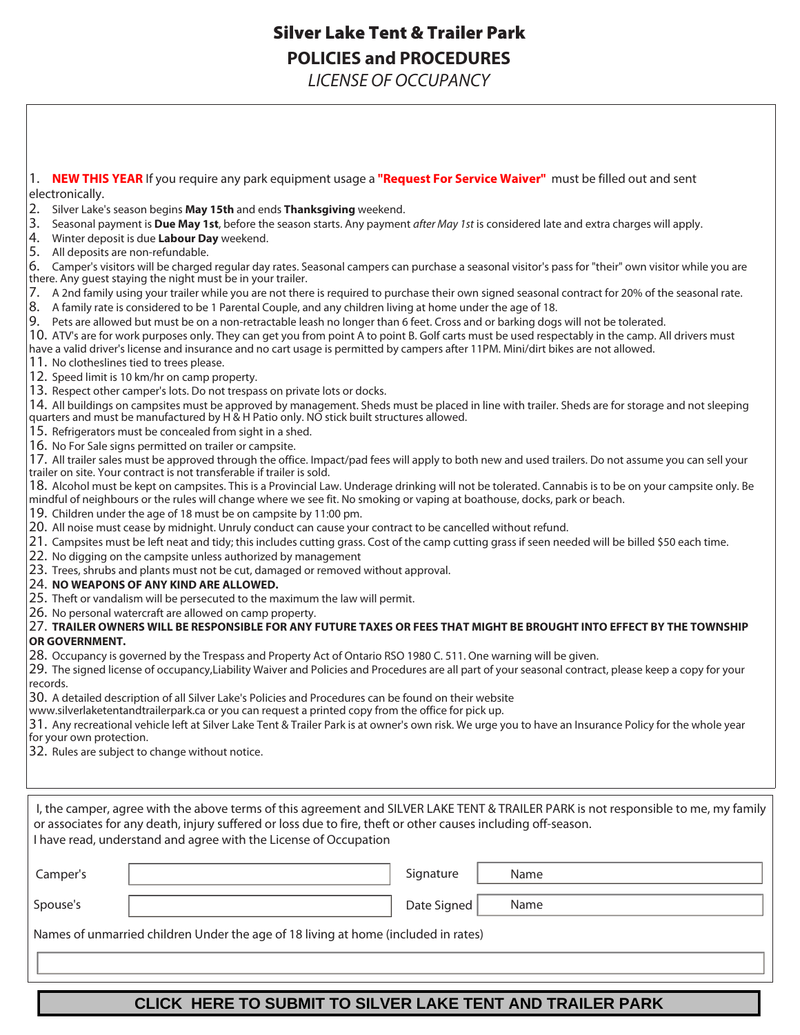# Silver Lake Tent & Trailer Park

## POLICIES and PROCEDURES

*LICENSE OF OCCUPANCY*

1. **NEW THIS YEAR** If you require any park equipment usage a **"Request For Service Waiver"** must be filled out and sent electronically.
2. Silver Lake's season begins **May 15th** and ends **Thanksgiving** weekend.
3. Seasonal payment is **Due May 1st**, before the season starts. Any payment *after May 1st* is considered late and extra charges will apply.
4. Winter deposit is due **Labour Day** weekend.
5. All deposits are non-refundable.
6. Camper's visitors will be charged regular day rates. Seasonal campers can purchase a seasonal visitor's pass for "their" own visitor while you are there. Any guest staying the night must be in your trailer.
7. A 2nd family using your trailer while you are not there is required to purchase their own signed seasonal contract for 20% of the seasonal rate.
8. A family rate is considered to be 1 Parental Couple, and any children living at home under the age of 18.
9. Pets are allowed but must be on a non-retractable leash no longer than 6 feet. Cross and or barking dogs will not be tolerated.
10. ATV's are for work purposes only. They can get you from point A to point B. Golf carts must be used respectably in the camp. All drivers must have a valid driver's license and insurance and no cart usage is permitted by campers after 11PM. Mini/dirt bikes are not allowed.
11. No clotheslines tied to trees please.
12. Speed limit is 10 km/hr on camp property.
13. Respect other camper's lots. Do not trespass on private lots or docks.
14. All buildings on campsites must be approved by management. Sheds must be placed in line with trailer. Sheds are for storage and not sleeping quarters and must be manufactured by H & H Patio only. NO stick built structures allowed.
15. Refrigerators must be concealed from sight in a shed.
16. No For Sale signs permitted on trailer or campsite.
17. All trailer sales must be approved through the office. Impact/pad fees will apply to both new and used trailers. Do not assume you can sell your trailer on site. Your contract is not transferable if trailer is sold.
18. Alcohol must be kept on campsites. This is a Provincial Law. Underage drinking will not be tolerated. Cannabis is to be on your campsite only. Be mindful of neighbours or the rules will change where we see fit. No smoking or vaping at boathouse, docks, park or beach.
19. Children under the age of 18 must be on campsite by 11:00 pm.
20. All noise must cease by midnight. Unruly conduct can cause your contract to be cancelled without refund.
21. Campsites must be left neat and tidy; this includes cutting grass. Cost of the camp cutting grass if seen needed will be billed $50 each time.
22. No digging on the campsite unless authorized by management
23. Trees, shrubs and plants must not be cut, damaged or removed without approval.
24. **NO WEAPONS OF ANY KIND ARE ALLOWED.**
25. Theft or vandalism will be persecuted to the maximum the law will permit.
26. No personal watercraft are allowed on camp property.
27. **TRAILER OWNERS WILL BE RESPONSIBLE FOR ANY FUTURE TAXES OR FEES THAT MIGHT BE BROUGHT INTO EFFECT BY THE TOWNSHIP OR GOVERNMENT.**
28. Occupancy is governed by the Trespass and Property Act of Ontario RSO 1980 C. 511. One warning will be given.
29. The signed license of occupancy,Liability Waiver and Policies and Procedures are all part of your seasonal contract, please keep a copy for your records.
30. A detailed description of all Silver Lake's Policies and Procedures can be found on their website www.silverlaketentandtrailerpark.ca or you can request a printed copy from the office for pick up.
31. Any recreational vehicle left at Silver Lake Tent & Trailer Park is at owner's own risk. We urge you to have an Insurance Policy for the whole year for your own protection.
32. Rules are subject to change without notice.

I, the camper, agree with the above terms of this agreement and SILVER LAKE TENT & TRAILER PARK is not responsible to me, my family or associates for any death, injury suffered or loss due to fire, theft or other causes including off-season.
I have read, understand and agree with the License of Occupation

| | | | |
|---|---|---|---|
| Camper's | | Signature | Name |
| Spouse's | | Date Signed | Name |

Names of unmarried children Under the age of 18 living at home (included in rates)

CLICK HERE TO SUBMIT TO SILVER LAKE TENT AND TRAILER PARK